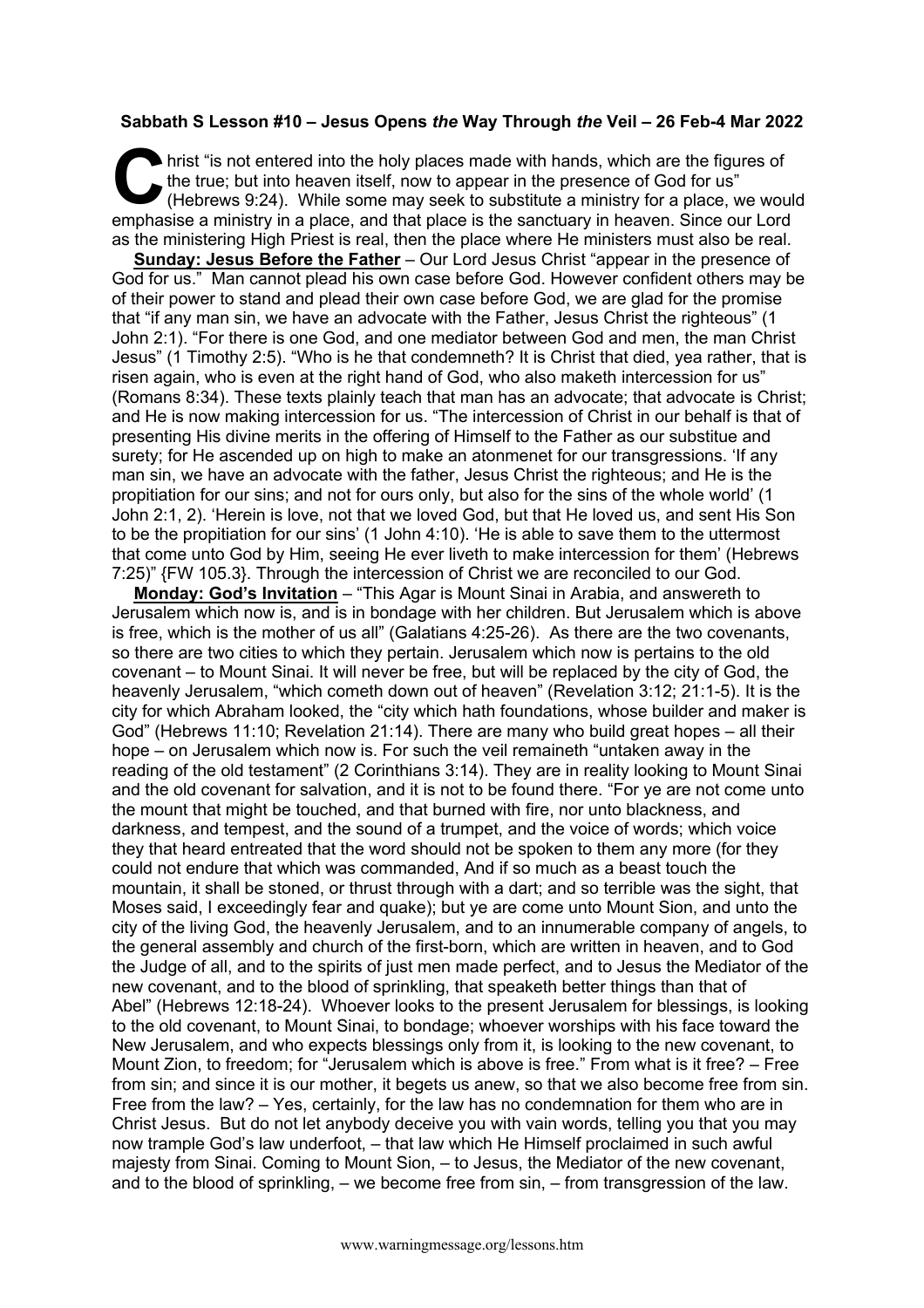**Sabbath S Lesson #10 – Jesus Opens *the* Way Through *the* Veil – 26 Feb-4 Mar 2022**

Christ "is not entered into the holy places made with hands, which are the figures of the true; but into heaven itself, now to appear in the presence of God for us" (Hebrews 9:24). While some may seek to substitute a ministry for a place, we would emphasise a ministry in a place, and that place is the sanctuary in heaven. Since our Lord as the ministering High Priest is real, then the place where He ministers must also be real.

**Sunday: Jesus Before the Father** – Our Lord Jesus Christ "appear in the presence of God for us." Man cannot plead his own case before God. However confident others may be of their power to stand and plead their own case before God, we are glad for the promise that "if any man sin, we have an advocate with the Father, Jesus Christ the righteous" (1 John 2:1). "For there is one God, and one mediator between God and men, the man Christ Jesus" (1 Timothy 2:5). "Who is he that condemneth? It is Christ that died, yea rather, that is risen again, who is even at the right hand of God, who also maketh intercession for us" (Romans 8:34). These texts plainly teach that man has an advocate; that advocate is Christ; and He is now making intercession for us. "The intercession of Christ in our behalf is that of presenting His divine merits in the offering of Himself to the Father as our substitue and surety; for He ascended up on high to make an atonmenet for our transgressions. 'If any man sin, we have an advocate with the father, Jesus Christ the righteous; and He is the propitiation for our sins; and not for ours only, but also for the sins of the whole world' (1 John 2:1, 2). 'Herein is love, not that we loved God, but that He loved us, and sent His Son to be the propitiation for our sins' (1 John 4:10). 'He is able to save them to the uttermost that come unto God by Him, seeing He ever liveth to make intercession for them' (Hebrews 7:25)" {FW 105.3}. Through the intercession of Christ we are reconciled to our God.

**Monday: God's Invitation** – "This Agar is Mount Sinai in Arabia, and answereth to Jerusalem which now is, and is in bondage with her children. But Jerusalem which is above is free, which is the mother of us all" (Galatians 4:25-26). As there are the two covenants, so there are two cities to which they pertain. Jerusalem which now is pertains to the old covenant – to Mount Sinai. It will never be free, but will be replaced by the city of God, the heavenly Jerusalem, "which cometh down out of heaven" (Revelation 3:12; 21:1-5). It is the city for which Abraham looked, the "city which hath foundations, whose builder and maker is God" (Hebrews 11:10; Revelation 21:14). There are many who build great hopes – all their hope – on Jerusalem which now is. For such the veil remaineth "untaken away in the reading of the old testament" (2 Corinthians 3:14). They are in reality looking to Mount Sinai and the old covenant for salvation, and it is not to be found there. "For ye are not come unto the mount that might be touched, and that burned with fire, nor unto blackness, and darkness, and tempest, and the sound of a trumpet, and the voice of words; which voice they that heard entreated that the word should not be spoken to them any more (for they could not endure that which was commanded, And if so much as a beast touch the mountain, it shall be stoned, or thrust through with a dart; and so terrible was the sight, that Moses said, I exceedingly fear and quake); but ye are come unto Mount Sion, and unto the city of the living God, the heavenly Jerusalem, and to an innumerable company of angels, to the general assembly and church of the first-born, which are written in heaven, and to God the Judge of all, and to the spirits of just men made perfect, and to Jesus the Mediator of the new covenant, and to the blood of sprinkling, that speaketh better things than that of Abel" (Hebrews 12:18-24). Whoever looks to the present Jerusalem for blessings, is looking to the old covenant, to Mount Sinai, to bondage; whoever worships with his face toward the New Jerusalem, and who expects blessings only from it, is looking to the new covenant, to Mount Zion, to freedom; for "Jerusalem which is above is free." From what is it free? – Free from sin; and since it is our mother, it begets us anew, so that we also become free from sin. Free from the law? – Yes, certainly, for the law has no condemnation for them who are in Christ Jesus. But do not let anybody deceive you with vain words, telling you that you may now trample God's law underfoot, – that law which He Himself proclaimed in such awful majesty from Sinai. Coming to Mount Sion, – to Jesus, the Mediator of the new covenant, and to the blood of sprinkling, – we become free from sin, – from transgression of the law.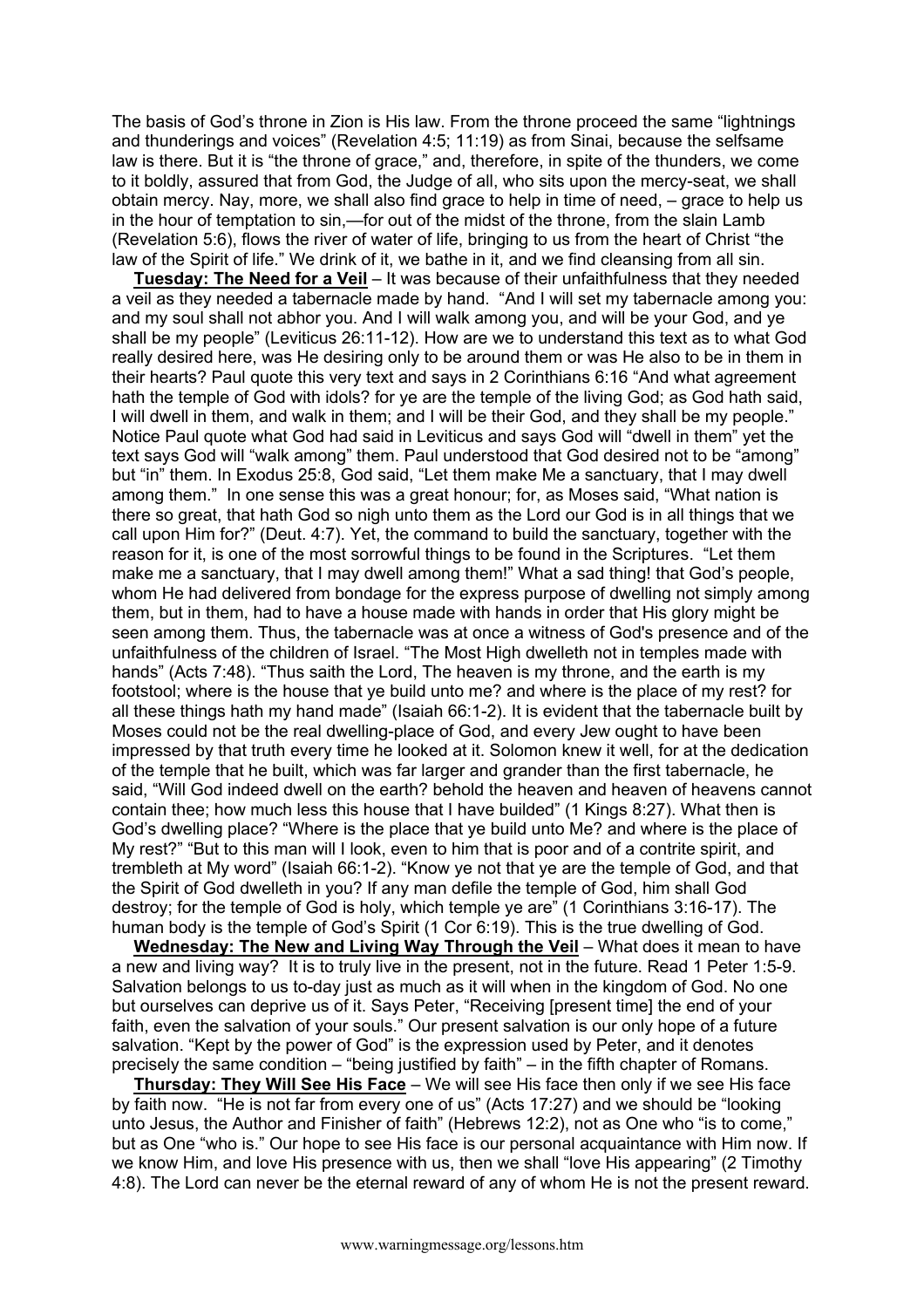The basis of God's throne in Zion is His law. From the throne proceed the same "lightnings and thunderings and voices" (Revelation 4:5; 11:19) as from Sinai, because the selfsame law is there. But it is "the throne of grace," and, therefore, in spite of the thunders, we come to it boldly, assured that from God, the Judge of all, who sits upon the mercy-seat, we shall obtain mercy. Nay, more, we shall also find grace to help in time of need, – grace to help us in the hour of temptation to sin,—for out of the midst of the throne, from the slain Lamb (Revelation 5:6), flows the river of water of life, bringing to us from the heart of Christ "the law of the Spirit of life." We drink of it, we bathe in it, and we find cleansing from all sin.

**Tuesday: The Need for a Veil** – It was because of their unfaithfulness that they needed a veil as they needed a tabernacle made by hand. "And I will set my tabernacle among you: and my soul shall not abhor you. And I will walk among you, and will be your God, and ye shall be my people" (Leviticus 26:11-12). How are we to understand this text as to what God really desired here, was He desiring only to be around them or was He also to be in them in their hearts? Paul quote this very text and says in 2 Corinthians 6:16 "And what agreement hath the temple of God with idols? for ye are the temple of the living God; as God hath said, I will dwell in them, and walk in them; and I will be their God, and they shall be my people." Notice Paul quote what God had said in Leviticus and says God will "dwell in them" yet the text says God will "walk among" them. Paul understood that God desired not to be "among" but "in" them. In Exodus 25:8, God said, "Let them make Me a sanctuary, that I may dwell among them." In one sense this was a great honour; for, as Moses said, "What nation is there so great, that hath God so nigh unto them as the Lord our God is in all things that we call upon Him for?" (Deut. 4:7). Yet, the command to build the sanctuary, together with the reason for it, is one of the most sorrowful things to be found in the Scriptures. "Let them make me a sanctuary, that I may dwell among them!" What a sad thing! that God's people, whom He had delivered from bondage for the express purpose of dwelling not simply among them, but in them, had to have a house made with hands in order that His glory might be seen among them. Thus, the tabernacle was at once a witness of God's presence and of the unfaithfulness of the children of Israel. "The Most High dwelleth not in temples made with hands" (Acts 7:48). "Thus saith the Lord, The heaven is my throne, and the earth is my footstool; where is the house that ye build unto me? and where is the place of my rest? for all these things hath my hand made" (Isaiah 66:1-2). It is evident that the tabernacle built by Moses could not be the real dwelling-place of God, and every Jew ought to have been impressed by that truth every time he looked at it. Solomon knew it well, for at the dedication of the temple that he built, which was far larger and grander than the first tabernacle, he said, "Will God indeed dwell on the earth? behold the heaven and heaven of heavens cannot contain thee; how much less this house that I have builded" (1 Kings 8:27). What then is God's dwelling place? "Where is the place that ye build unto Me? and where is the place of My rest?" "But to this man will I look, even to him that is poor and of a contrite spirit, and trembleth at My word" (Isaiah 66:1-2). "Know ye not that ye are the temple of God, and that the Spirit of God dwelleth in you? If any man defile the temple of God, him shall God destroy; for the temple of God is holy, which temple ye are" (1 Corinthians 3:16-17). The human body is the temple of God's Spirit (1 Cor 6:19). This is the true dwelling of God.

**Wednesday: The New and Living Way Through the Veil** – What does it mean to have a new and living way? It is to truly live in the present, not in the future. Read 1 Peter 1:5-9. Salvation belongs to us to-day just as much as it will when in the kingdom of God. No one but ourselves can deprive us of it. Says Peter, "Receiving [present time] the end of your faith, even the salvation of your souls." Our present salvation is our only hope of a future salvation. "Kept by the power of God" is the expression used by Peter, and it denotes precisely the same condition – "being justified by faith" – in the fifth chapter of Romans.

**Thursday: They Will See His Face** – We will see His face then only if we see His face by faith now. "He is not far from every one of us" (Acts 17:27) and we should be "looking unto Jesus, the Author and Finisher of faith" (Hebrews 12:2), not as One who "is to come," but as One "who is." Our hope to see His face is our personal acquaintance with Him now. If we know Him, and love His presence with us, then we shall "love His appearing" (2 Timothy 4:8). The Lord can never be the eternal reward of any of whom He is not the present reward.